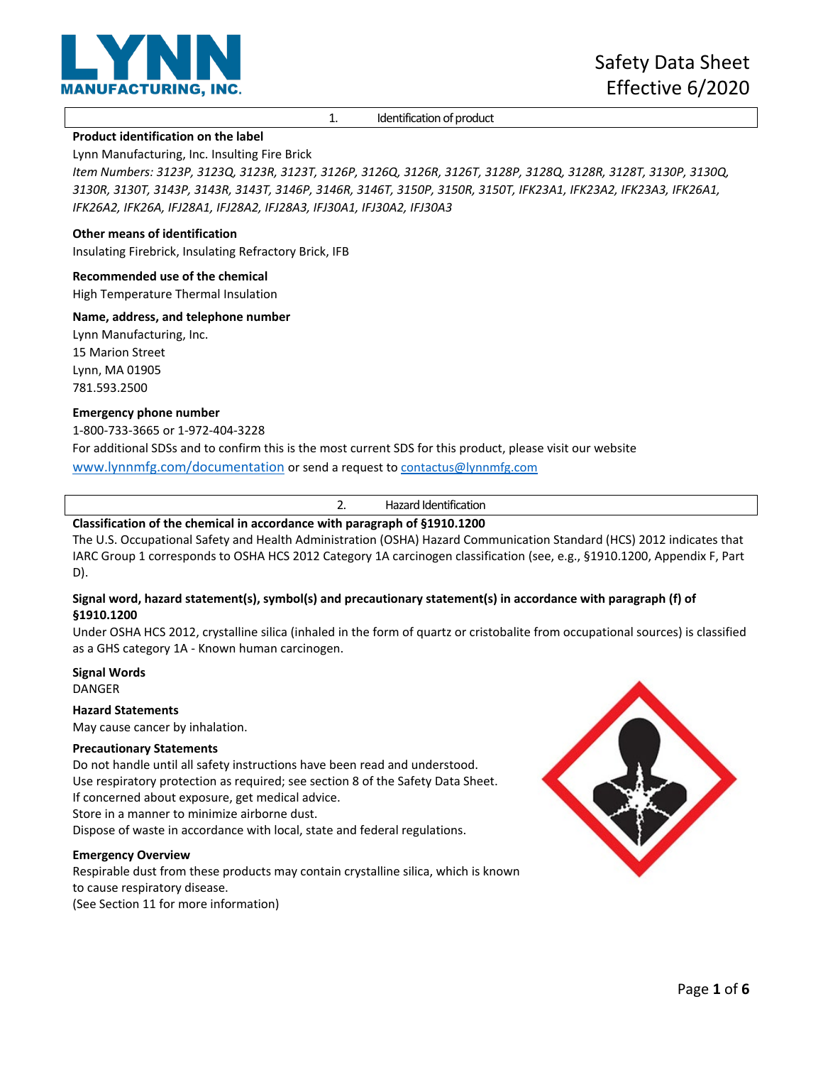# Safety Data Sheet
Effective 6/2020

## 1. Identification of product

**Product identification on the label**

Lynn Manufacturing, Inc. Insulting Fire Brick

*Item Numbers: 3123P, 3123Q, 3123R, 3123T, 3126P, 3126Q, 3126R, 3126T, 3128P, 3128Q, 3128R, 3128T, 3130P, 3130Q, 3130R, 3130T, 3143P, 3143R, 3143T, 3146P, 3146R, 3146T, 3150P, 3150R, 3150T, IFK23A1, IFK23A2, IFK23A3, IFK26A1, IFK26A2, IFK26A, IFJ28A1, IFJ28A2, IFJ28A3, IFJ30A1, IFJ30A2, IFJ30A3*

**Other means of identification**

Insulating Firebrick, Insulating Refractory Brick, IFB

**Recommended use of the chemical**

High Temperature Thermal Insulation

**Name, address, and telephone number**

Lynn Manufacturing, Inc.
15 Marion Street
Lynn, MA 01905
781.593.2500

**Emergency phone number**

1-800-733-3665 or 1-972-404-3228

For additional SDSs and to confirm this is the most current SDS for this product, please visit our website www.lynnmfg.com/documentation or send a request to contactus@lynnmfg.com

## 2. Hazard Identification

**Classification of the chemical in accordance with paragraph of §1910.1200**

The U.S. Occupational Safety and Health Administration (OSHA) Hazard Communication Standard (HCS) 2012 indicates that IARC Group 1 corresponds to OSHA HCS 2012 Category 1A carcinogen classification (see, e.g., §1910.1200, Appendix F, Part D).

**Signal word, hazard statement(s), symbol(s) and precautionary statement(s) in accordance with paragraph (f) of §1910.1200**

Under OSHA HCS 2012, crystalline silica (inhaled in the form of quartz or cristobalite from occupational sources) is classified as a GHS category 1A - Known human carcinogen.

**Signal Words**

DANGER

**Hazard Statements**

May cause cancer by inhalation.

**Precautionary Statements**

Do not handle until all safety instructions have been read and understood.
Use respiratory protection as required; see section 8 of the Safety Data Sheet.
If concerned about exposure, get medical advice.
Store in a manner to minimize airborne dust.
Dispose of waste in accordance with local, state and federal regulations.

**Emergency Overview**

Respirable dust from these products may contain crystalline silica, which is known to cause respiratory disease.
(See Section 11 for more information)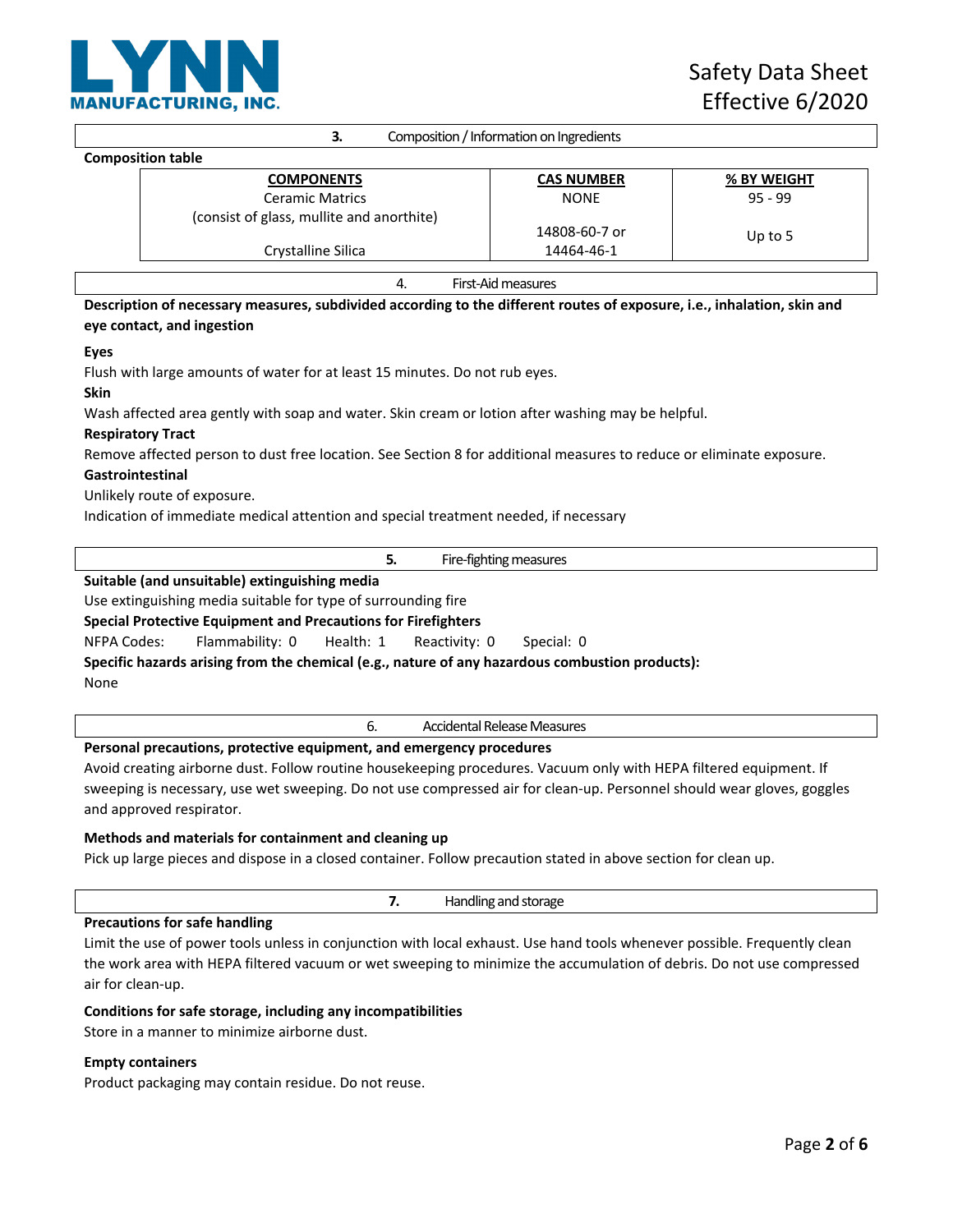## 3. Composition / Information on Ingredients

**Composition table**

| COMPONENTS | CAS NUMBER | % BY WEIGHT |
|---|---|---|
| Ceramic Matrics (consist of glass, mullite and anorthite) | NONE | 95 - 99 |
| Crystalline Silica | 14808-60-7 or 14464-46-1 | Up to 5 |

## 4. First-Aid measures

**Description of necessary measures, subdivided according to the different routes of exposure, i.e., inhalation, skin and eye contact, and ingestion**

**Eyes**

Flush with large amounts of water for at least 15 minutes. Do not rub eyes.

**Skin**

Wash affected area gently with soap and water. Skin cream or lotion after washing may be helpful.

**Respiratory Tract**

Remove affected person to dust free location. See Section 8 for additional measures to reduce or eliminate exposure.

**Gastrointestinal**

Unlikely route of exposure.

Indication of immediate medical attention and special treatment needed, if necessary

## 5. Fire-fighting measures

**Suitable (and unsuitable) extinguishing media**

Use extinguishing media suitable for type of surrounding fire

**Special Protective Equipment and Precautions for Firefighters**

NFPA Codes: Flammability: 0 Health: 1 Reactivity: 0 Special: 0

**Specific hazards arising from the chemical (e.g., nature of any hazardous combustion products):**

None

## 6. Accidental Release Measures

**Personal precautions, protective equipment, and emergency procedures**

Avoid creating airborne dust. Follow routine housekeeping procedures. Vacuum only with HEPA filtered equipment. If sweeping is necessary, use wet sweeping. Do not use compressed air for clean-up. Personnel should wear gloves, goggles and approved respirator.

**Methods and materials for containment and cleaning up**

Pick up large pieces and dispose in a closed container. Follow precaution stated in above section for clean up.

## 7. Handling and storage

**Precautions for safe handling**

Limit the use of power tools unless in conjunction with local exhaust. Use hand tools whenever possible. Frequently clean the work area with HEPA filtered vacuum or wet sweeping to minimize the accumulation of debris. Do not use compressed air for clean-up.

**Conditions for safe storage, including any incompatibilities**

Store in a manner to minimize airborne dust.

**Empty containers**

Product packaging may contain residue. Do not reuse.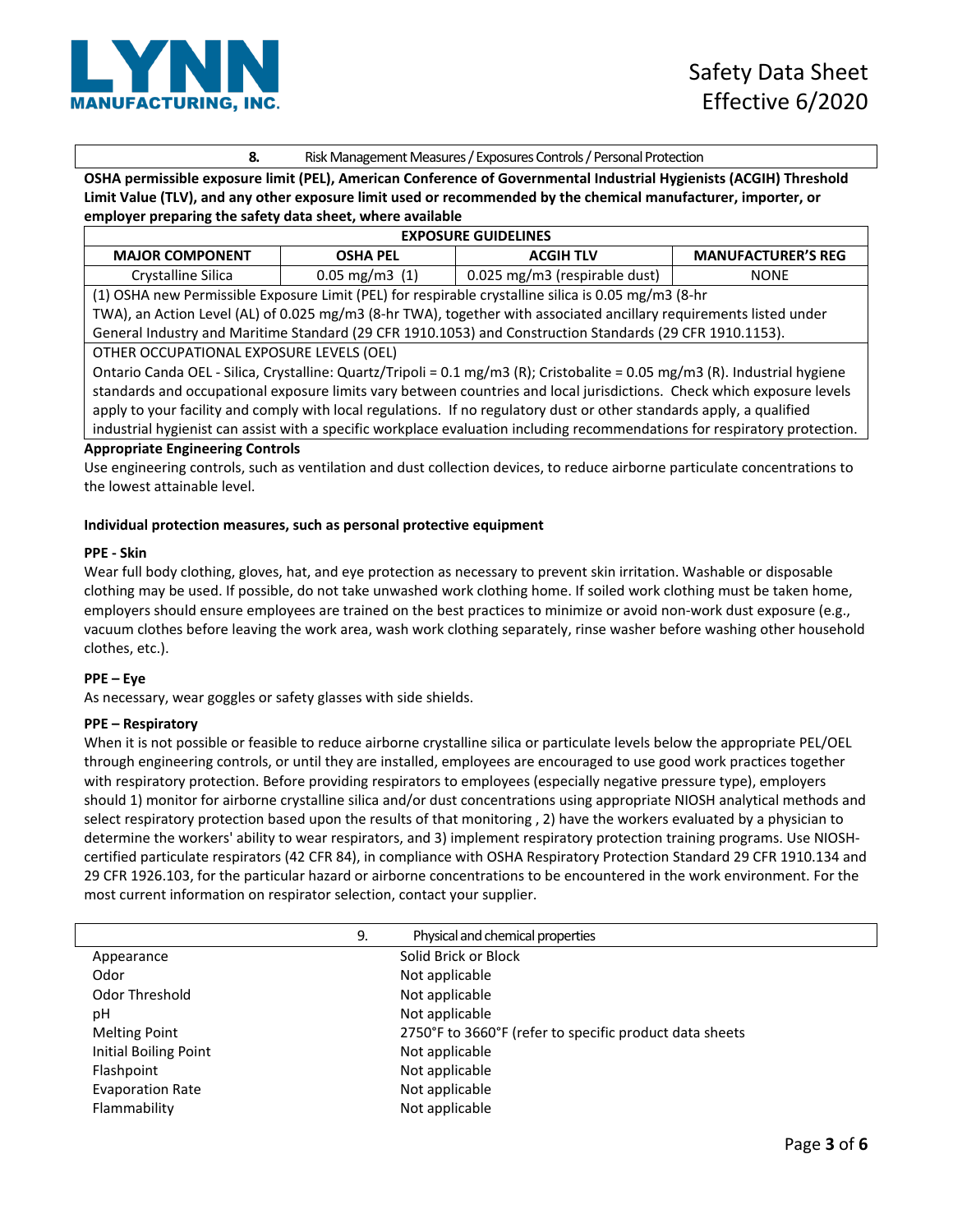## 8. Risk Management Measures / Exposures Controls / Personal Protection

**OSHA permissible exposure limit (PEL), American Conference of Governmental Industrial Hygienists (ACGIH) Threshold Limit Value (TLV), and any other exposure limit used or recommended by the chemical manufacturer, importer, or employer preparing the safety data sheet, where available**

| EXPOSURE GUIDELINES | | | |
|---|---|---|---|
| **MAJOR COMPONENT** | **OSHA PEL** | **ACGIH TLV** | **MANUFACTURER'S REG** |
| Crystalline Silica | 0.05 mg/m3 (1) | 0.025 mg/m3 (respirable dust) | NONE |

(1) OSHA new Permissible Exposure Limit (PEL) for respirable crystalline silica is 0.05 mg/m3 (8-hr TWA), an Action Level (AL) of 0.025 mg/m3 (8-hr TWA), together with associated ancillary requirements listed under General Industry and Maritime Standard (29 CFR 1910.1053) and Construction Standards (29 CFR 1910.1153).

OTHER OCCUPATIONAL EXPOSURE LEVELS (OEL)

Ontario Canda OEL - Silica, Crystalline: Quartz/Tripoli = 0.1 mg/m3 (R); Cristobalite = 0.05 mg/m3 (R). Industrial hygiene standards and occupational exposure limits vary between countries and local jurisdictions. Check which exposure levels apply to your facility and comply with local regulations. If no regulatory dust or other standards apply, a qualified industrial hygienist can assist with a specific workplace evaluation including recommendations for respiratory protection.

**Appropriate Engineering Controls**

Use engineering controls, such as ventilation and dust collection devices, to reduce airborne particulate concentrations to the lowest attainable level.

**Individual protection measures, such as personal protective equipment**

**PPE - Skin**

Wear full body clothing, gloves, hat, and eye protection as necessary to prevent skin irritation. Washable or disposable clothing may be used. If possible, do not take unwashed work clothing home. If soiled work clothing must be taken home, employers should ensure employees are trained on the best practices to minimize or avoid non-work dust exposure (e.g., vacuum clothes before leaving the work area, wash work clothing separately, rinse washer before washing other household clothes, etc.).

**PPE – Eye**

As necessary, wear goggles or safety glasses with side shields.

**PPE – Respiratory**

When it is not possible or feasible to reduce airborne crystalline silica or particulate levels below the appropriate PEL/OEL through engineering controls, or until they are installed, employees are encouraged to use good work practices together with respiratory protection. Before providing respirators to employees (especially negative pressure type), employers should 1) monitor for airborne crystalline silica and/or dust concentrations using appropriate NIOSH analytical methods and select respiratory protection based upon the results of that monitoring , 2) have the workers evaluated by a physician to determine the workers' ability to wear respirators, and 3) implement respiratory protection training programs. Use NIOSH-certified particulate respirators (42 CFR 84), in compliance with OSHA Respiratory Protection Standard 29 CFR 1910.134 and 29 CFR 1926.103, for the particular hazard or airborne concentrations to be encountered in the work environment. For the most current information on respirator selection, contact your supplier.

## 9. Physical and chemical properties

| | |
|---|---|
| Appearance | Solid Brick or Block |
| Odor | Not applicable |
| Odor Threshold | Not applicable |
| pH | Not applicable |
| Melting Point | 2750°F to 3660°F (refer to specific product data sheets |
| Initial Boiling Point | Not applicable |
| Flashpoint | Not applicable |
| Evaporation Rate | Not applicable |
| Flammability | Not applicable |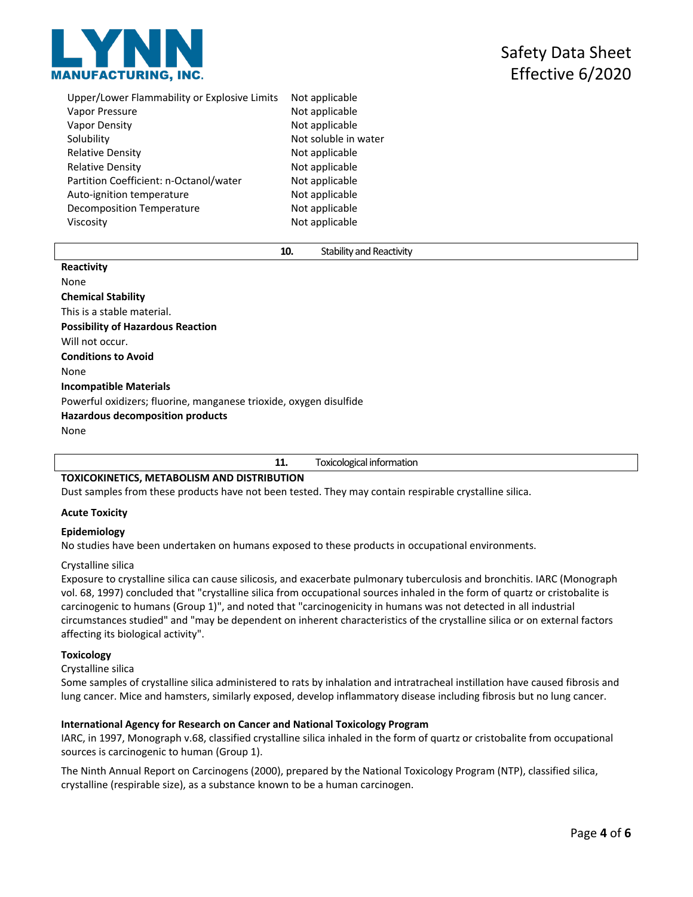| | |
|---|---|
| Upper/Lower Flammability or Explosive Limits | Not applicable |
| Vapor Pressure | Not applicable |
| Vapor Density | Not applicable |
| Solubility | Not soluble in water |
| Relative Density | Not applicable |
| Relative Density | Not applicable |
| Partition Coefficient: n-Octanol/water | Not applicable |
| Auto-ignition temperature | Not applicable |
| Decomposition Temperature | Not applicable |
| Viscosity | Not applicable |

## 10. Stability and Reactivity

**Reactivity**

None

**Chemical Stability**

This is a stable material.

**Possibility of Hazardous Reaction**

Will not occur.

**Conditions to Avoid**

None

**Incompatible Materials**

Powerful oxidizers; fluorine, manganese trioxide, oxygen disulfide

**Hazardous decomposition products**

None

## 11. Toxicological information

**TOXICOKINETICS, METABOLISM AND DISTRIBUTION**

Dust samples from these products have not been tested. They may contain respirable crystalline silica.

**Acute Toxicity**

**Epidemiology**

No studies have been undertaken on humans exposed to these products in occupational environments.

Crystalline silica

Exposure to crystalline silica can cause silicosis, and exacerbate pulmonary tuberculosis and bronchitis. IARC (Monograph vol. 68, 1997) concluded that "crystalline silica from occupational sources inhaled in the form of quartz or cristobalite is carcinogenic to humans (Group 1)", and noted that "carcinogenicity in humans was not detected in all industrial circumstances studied" and "may be dependent on inherent characteristics of the crystalline silica or on external factors affecting its biological activity".

**Toxicology**

Crystalline silica

Some samples of crystalline silica administered to rats by inhalation and intratracheal instillation have caused fibrosis and lung cancer. Mice and hamsters, similarly exposed, develop inflammatory disease including fibrosis but no lung cancer.

**International Agency for Research on Cancer and National Toxicology Program**

IARC, in 1997, Monograph v.68, classified crystalline silica inhaled in the form of quartz or cristobalite from occupational sources is carcinogenic to human (Group 1).

The Ninth Annual Report on Carcinogens (2000), prepared by the National Toxicology Program (NTP), classified silica, crystalline (respirable size), as a substance known to be a human carcinogen.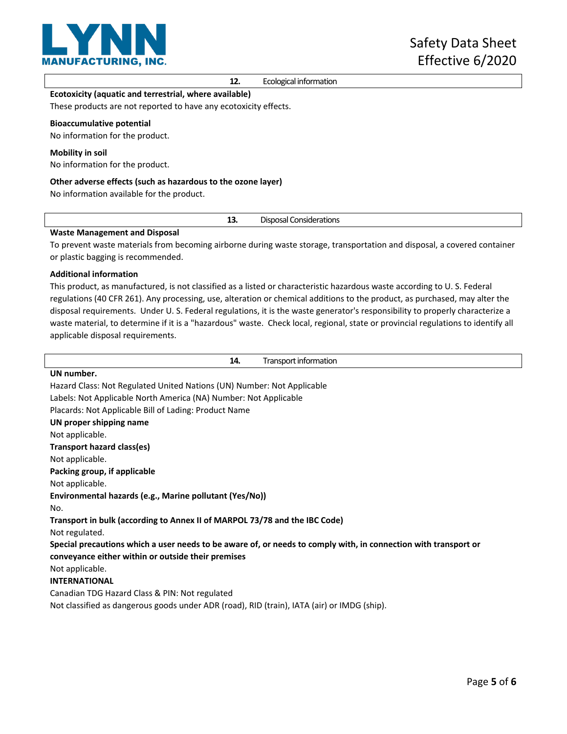## 12. Ecological information

**Ecotoxicity (aquatic and terrestrial, where available)**

These products are not reported to have any ecotoxicity effects.

**Bioaccumulative potential**

No information for the product.

**Mobility in soil**

No information for the product.

**Other adverse effects (such as hazardous to the ozone layer)**

No information available for the product.

## 13. Disposal Considerations

**Waste Management and Disposal**

To prevent waste materials from becoming airborne during waste storage, transportation and disposal, a covered container or plastic bagging is recommended.

**Additional information**

This product, as manufactured, is not classified as a listed or characteristic hazardous waste according to U. S. Federal regulations (40 CFR 261). Any processing, use, alteration or chemical additions to the product, as purchased, may alter the disposal requirements. Under U. S. Federal regulations, it is the waste generator's responsibility to properly characterize a waste material, to determine if it is a "hazardous" waste. Check local, regional, state or provincial regulations to identify all applicable disposal requirements.

## 14. Transport information

**UN number.**

Hazard Class: Not Regulated United Nations (UN) Number: Not Applicable
Labels: Not Applicable North America (NA) Number: Not Applicable
Placards: Not Applicable Bill of Lading: Product Name

**UN proper shipping name**

Not applicable.

**Transport hazard class(es)**

Not applicable.

**Packing group, if applicable**

Not applicable.

**Environmental hazards (e.g., Marine pollutant (Yes/No))**

No.

**Transport in bulk (according to Annex II of MARPOL 73/78 and the IBC Code)**

Not regulated.

**Special precautions which a user needs to be aware of, or needs to comply with, in connection with transport or conveyance either within or outside their premises**

Not applicable.

**INTERNATIONAL**

Canadian TDG Hazard Class & PIN: Not regulated
Not classified as dangerous goods under ADR (road), RID (train), IATA (air) or IMDG (ship).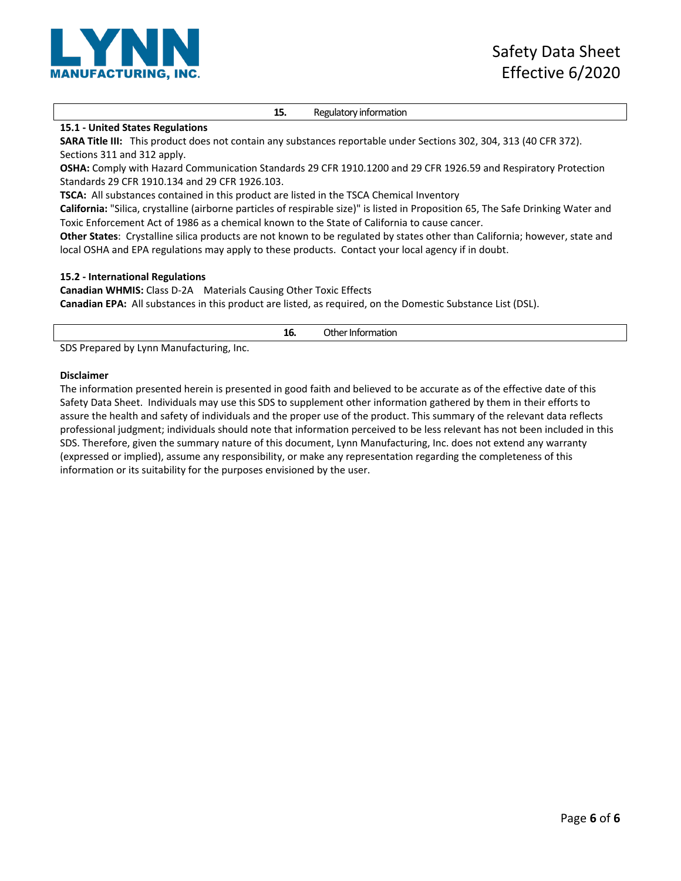## 15. Regulatory information

### 15.1 - United States Regulations

**SARA Title III:** This product does not contain any substances reportable under Sections 302, 304, 313 (40 CFR 372). Sections 311 and 312 apply.

**OSHA:** Comply with Hazard Communication Standards 29 CFR 1910.1200 and 29 CFR 1926.59 and Respiratory Protection Standards 29 CFR 1910.134 and 29 CFR 1926.103.

**TSCA:** All substances contained in this product are listed in the TSCA Chemical Inventory

**California:** "Silica, crystalline (airborne particles of respirable size)" is listed in Proposition 65, The Safe Drinking Water and Toxic Enforcement Act of 1986 as a chemical known to the State of California to cause cancer.

**Other States**: Crystalline silica products are not known to be regulated by states other than California; however, state and local OSHA and EPA regulations may apply to these products. Contact your local agency if in doubt.

### 15.2 - International Regulations

**Canadian WHMIS:** Class D-2A Materials Causing Other Toxic Effects

**Canadian EPA:** All substances in this product are listed, as required, on the Domestic Substance List (DSL).

## 16. Other Information

SDS Prepared by Lynn Manufacturing, Inc.

**Disclaimer**

The information presented herein is presented in good faith and believed to be accurate as of the effective date of this Safety Data Sheet. Individuals may use this SDS to supplement other information gathered by them in their efforts to assure the health and safety of individuals and the proper use of the product. This summary of the relevant data reflects professional judgment; individuals should note that information perceived to be less relevant has not been included in this SDS. Therefore, given the summary nature of this document, Lynn Manufacturing, Inc. does not extend any warranty (expressed or implied), assume any responsibility, or make any representation regarding the completeness of this information or its suitability for the purposes envisioned by the user.